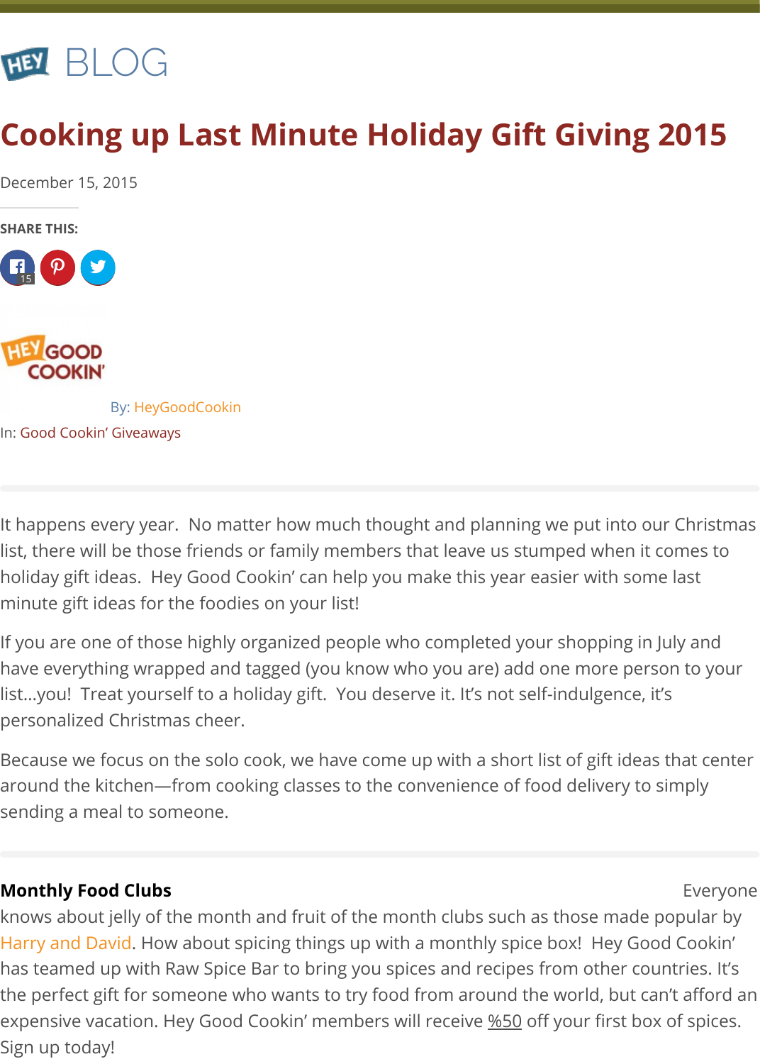HEY BLOG

# Cooking up Last Minute Holiday Gift Giving 2015

December 15, 2015

SHARE THIS:

By: HeyGoodCookin

In: Good Cookin' Giveaways

It happens every year. No matter how much thought and planning we put into our Christmas list, there will be those friends or family members that leave us stumped when it comes to holiday gift ideas. Hey Good Cookin' can help you make this year easier with some last minute gift ideas for the foodies on your list!

If you are one of those highly organized people who completed your shopping in July and have everything wrapped and tagged (you know who you are) add one more person to your list…you! Treat yourself to a holiday gift. You deserve it. It's not self-indulgence, it's personalized Christmas cheer.

Because we focus on the solo cook, we have come up with a short list of gift ideas that center around the kitchen—from cooking classes to the convenience of food delivery to simply sending a meal to someone.

**Monthly Food Clubs** Everyone knows about jelly of the month and fruit of the month clubs such as those made popular by Harry and David. How about spicing things up with a monthly spice box! Hey Good Cookin' has teamed up with Raw Spice Bar to bring you spices and recipes from other countries. It's the perfect gift for someone who wants to try food from around the world, but can't afford an expensive vacation. Hey Good Cookin' members will receive %50 off your first box of spices. Sign up today!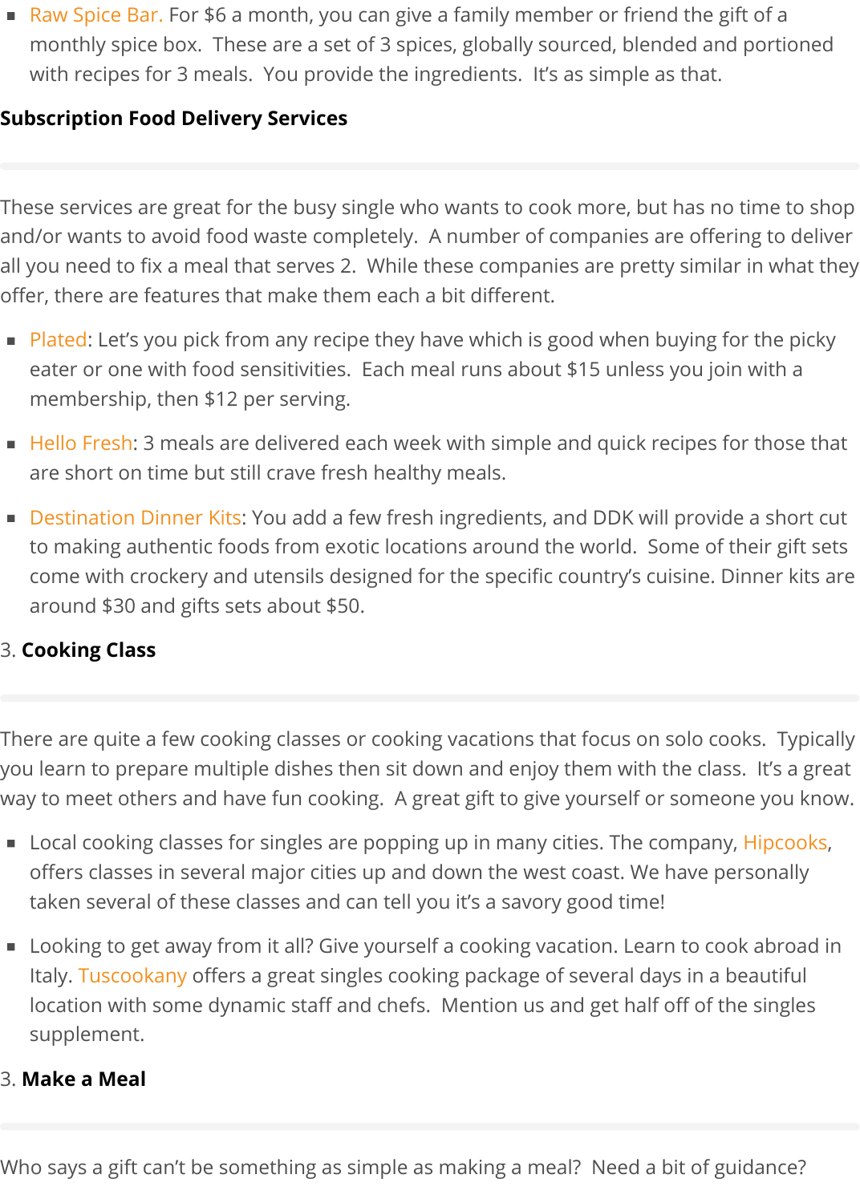- Raw Spice Bar. For $6 a month, you can give a family member or friend the gift of a monthly spice box. These are a set of 3 spices, globally sourced, blended and portioned with recipes for 3 meals. You provide the ingredients. It's as simple as that.

**Subscription Food Delivery Services**

---

These services are great for the busy single who wants to cook more, but has no time to shop and/or wants to avoid food waste completely. A number of companies are offering to deliver all you need to fix a meal that serves 2. While these companies are pretty similar in what they offer, there are features that make them each a bit different.

- Plated: Let's you pick from any recipe they have which is good when buying for the picky eater or one with food sensitivities. Each meal runs about $15 unless you join with a membership, then $12 per serving.
- Hello Fresh: 3 meals are delivered each week with simple and quick recipes for those that are short on time but still crave fresh healthy meals.
- Destination Dinner Kits: You add a few fresh ingredients, and DDK will provide a short cut to making authentic foods from exotic locations around the world. Some of their gift sets come with crockery and utensils designed for the specific country's cuisine. Dinner kits are around $30 and gifts sets about $50.

3. **Cooking Class**

---

There are quite a few cooking classes or cooking vacations that focus on solo cooks. Typically you learn to prepare multiple dishes then sit down and enjoy them with the class. It's a great way to meet others and have fun cooking. A great gift to give yourself or someone you know.

- Local cooking classes for singles are popping up in many cities. The company, Hipcooks, offers classes in several major cities up and down the west coast. We have personally taken several of these classes and can tell you it's a savory good time!
- Looking to get away from it all? Give yourself a cooking vacation. Learn to cook abroad in Italy. Tuscookany offers a great singles cooking package of several days in a beautiful location with some dynamic staff and chefs. Mention us and get half off of the singles supplement.

3. **Make a Meal**

---

Who says a gift can't be something as simple as making a meal? Need a bit of guidance?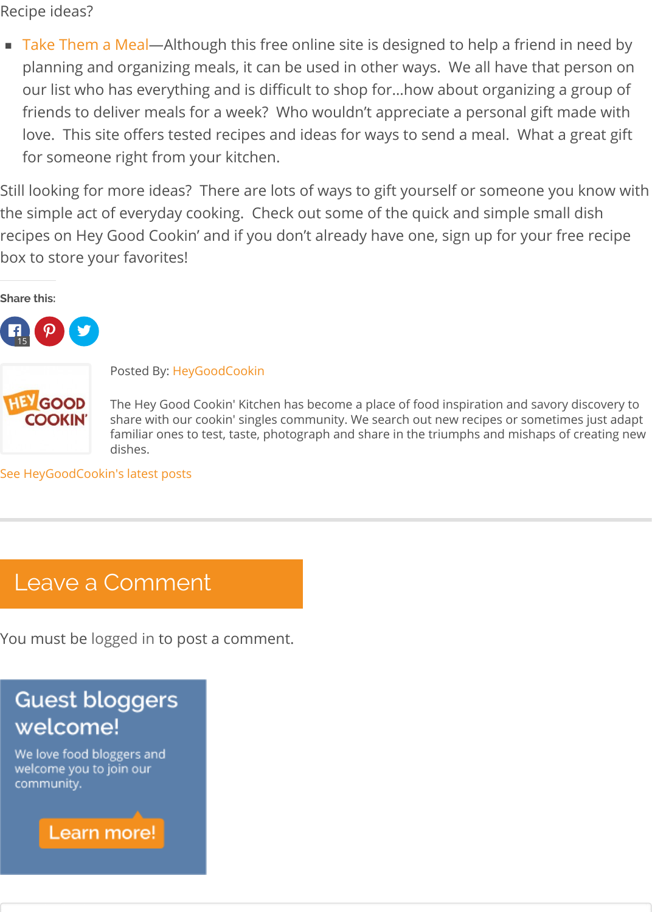Recipe ideas?

- Take Them a Meal—Although this free online site is designed to help a friend in need by planning and organizing meals, it can be used in other ways.  We all have that person on our list who has everything and is difficult to shop for…how about organizing a group of friends to deliver meals for a week?  Who wouldn't appreciate a personal gift made with love.  This site offers tested recipes and ideas for ways to send a meal.  What a great gift for someone right from your kitchen.

Still looking for more ideas?  There are lots of ways to gift yourself or someone you know with the simple act of everyday cooking.  Check out some of the quick and simple small dish recipes on Hey Good Cookin' and if you don't already have one, sign up for your free recipe box to store your favorites!

**Share this:**

15

Posted By: HeyGoodCookin

The Hey Good Cookin' Kitchen has become a place of food inspiration and savory discovery to share with our cookin' singles community. We search out new recipes or sometimes just adapt familiar ones to test, taste, photograph and share in the triumphs and mishaps of creating new dishes.

See HeyGoodCookin's latest posts

## Leave a Comment

You must be logged in to post a comment.

**Guest bloggers welcome!**

We love food bloggers and welcome you to join our community.

Learn more!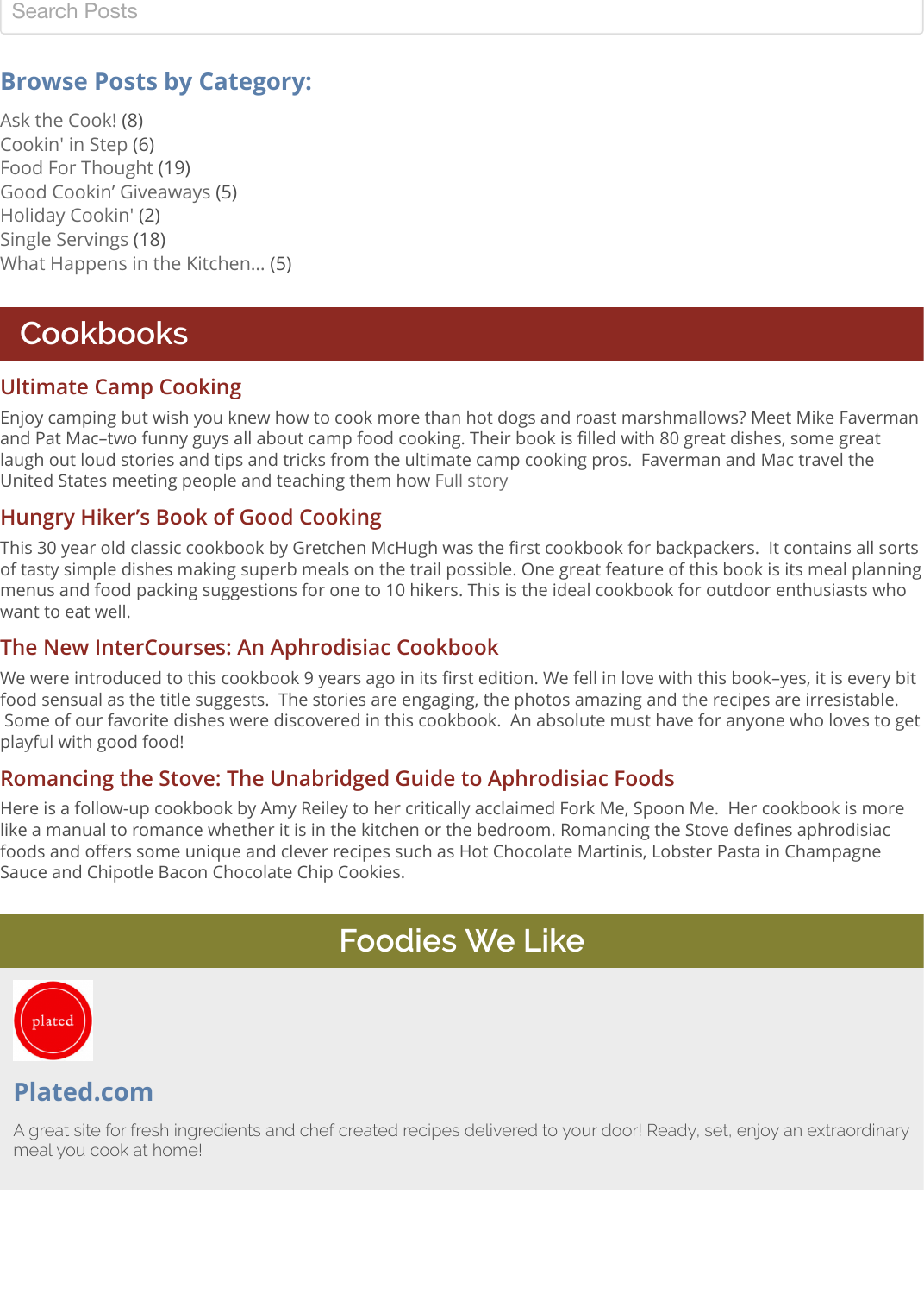Search Posts

## Browse Posts by Category:

Ask the Cook! (8)
Cookin' in Step (6)
Food For Thought (19)
Good Cookin' Giveaways (5)
Holiday Cookin' (2)
Single Servings (18)
What Happens in the Kitchen... (5)

# Cookbooks

### Ultimate Camp Cooking

Enjoy camping but wish you knew how to cook more than hot dogs and roast marshmallows? Meet Mike Faverman and Pat Mac–two funny guys all about camp food cooking. Their book is filled with 80 great dishes, some great laugh out loud stories and tips and tricks from the ultimate camp cooking pros.  Faverman and Mac travel the United States meeting people and teaching them how Full story

### Hungry Hiker's Book of Good Cooking

This 30 year old classic cookbook by Gretchen McHugh was the first cookbook for backpackers.  It contains all sorts of tasty simple dishes making superb meals on the trail possible. One great feature of this book is its meal planning menus and food packing suggestions for one to 10 hikers. This is the ideal cookbook for outdoor enthusiasts who want to eat well.

### The New InterCourses: An Aphrodisiac Cookbook

We were introduced to this cookbook 9 years ago in its first edition. We fell in love with this book–yes, it is every bit food sensual as the title suggests.  The stories are engaging, the photos amazing and the recipes are irresistable.  Some of our favorite dishes were discovered in this cookbook.  An absolute must have for anyone who loves to get playful with good food!

### Romancing the Stove: The Unabridged Guide to Aphrodisiac Foods

Here is a follow-up cookbook by Amy Reiley to her critically acclaimed Fork Me, Spoon Me.  Her cookbook is more like a manual to romance whether it is in the kitchen or the bedroom. Romancing the Stove defines aphrodisiac foods and offers some unique and clever recipes such as Hot Chocolate Martinis, Lobster Pasta in Champagne Sauce and Chipotle Bacon Chocolate Chip Cookies.

# Foodies We Like

plated

## Plated.com

A great site for fresh ingredients and chef created recipes delivered to your door! Ready, set, enjoy an extraordinary meal you cook at home!